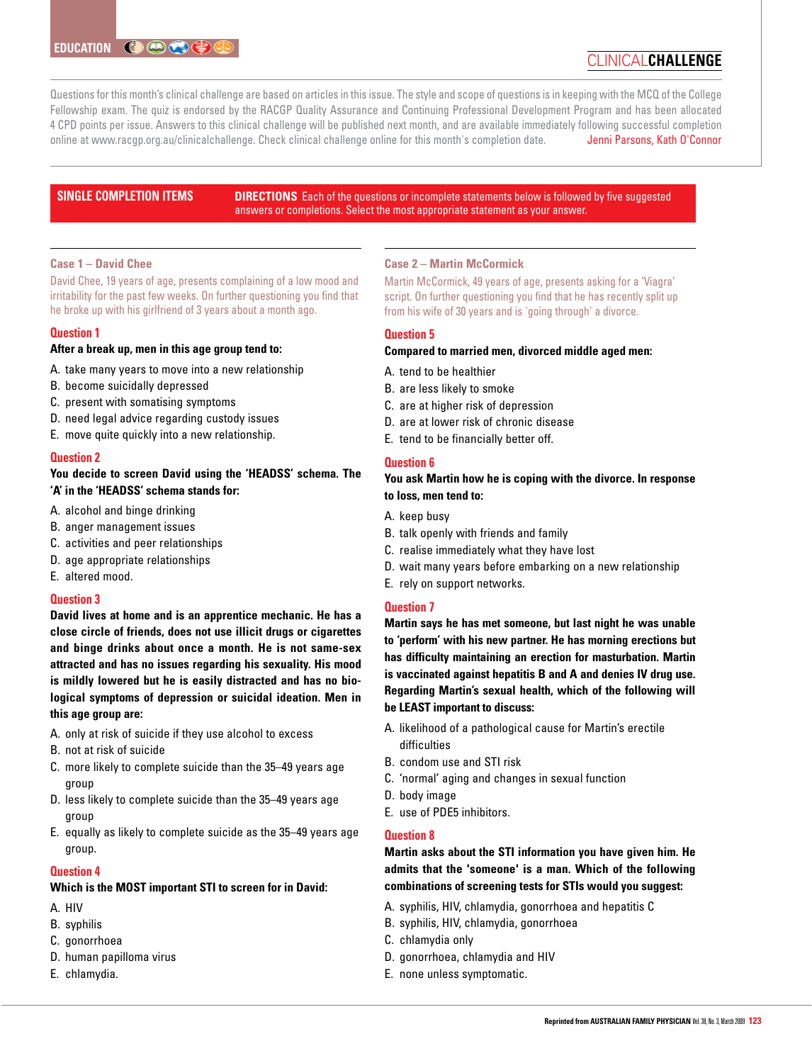EDUCATION

# CLINICAL**CHALLENGE**

Questions for this month's clinical challenge are based on articles in this issue. The style and scope of questions is in keeping with the MCQ of the College Fellowship exam. The quiz is endorsed by the RACGP Quality Assurance and Continuing Professional Development Program and has been allocated 4 CPD points per issue. Answers to this clinical challenge will be published next month, and are available immediately following successful completion online at www.racgp.org.au/clinicalchallenge. Check clinical challenge online for this month's completion date.

Jenni Parsons, Kath O'Connor

## SINGLE COMPLETION ITEMS

**DIRECTIONS** Each of the questions or incomplete statements below is followed by five suggested answers or completions. Select the most appropriate statement as your answer.

### Case 1 – David Chee

David Chee, 19 years of age, presents complaining of a low mood and irritability for the past few weeks. On further questioning you find that he broke up with his girlfriend of 3 years about a month ago.

#### Question 1

**After a break up, men in this age group tend to:**

A. take many years to move into a new relationship
B. become suicidally depressed
C. present with somatising symptoms
D. need legal advice regarding custody issues
E. move quite quickly into a new relationship.

#### Question 2

**You decide to screen David using the 'HEADSS' schema. The 'A' in the 'HEADSS' schema stands for:**

A. alcohol and binge drinking
B. anger management issues
C. activities and peer relationships
D. age appropriate relationships
E. altered mood.

#### Question 3

**David lives at home and is an apprentice mechanic. He has a close circle of friends, does not use illicit drugs or cigarettes and binge drinks about once a month. He is not same-sex attracted and has no issues regarding his sexuality. His mood is mildly lowered but he is easily distracted and has no biological symptoms of depression or suicidal ideation. Men in this age group are:**

A. only at risk of suicide if they use alcohol to excess
B. not at risk of suicide
C. more likely to complete suicide than the 35–49 years age group
D. less likely to complete suicide than the 35–49 years age group
E. equally as likely to complete suicide as the 35–49 years age group.

#### Question 4

**Which is the MOST important STI to screen for in David:**

A. HIV
B. syphilis
C. gonorrhoea
D. human papilloma virus
E. chlamydia.

### Case 2 – Martin McCormick

Martin McCormick, 49 years of age, presents asking for a 'Viagra' script. On further questioning you find that he has recently split up from his wife of 30 years and is 'going through' a divorce.

#### Question 5

**Compared to married men, divorced middle aged men:**

A. tend to be healthier
B. are less likely to smoke
C. are at higher risk of depression
D. are at lower risk of chronic disease
E. tend to be financially better off.

#### Question 6

**You ask Martin how he is coping with the divorce. In response to loss, men tend to:**

A. keep busy
B. talk openly with friends and family
C. realise immediately what they have lost
D. wait many years before embarking on a new relationship
E. rely on support networks.

#### Question 7

**Martin says he has met someone, but last night he was unable to 'perform' with his new partner. He has morning erections but has difficulty maintaining an erection for masturbation. Martin is vaccinated against hepatitis B and A and denies IV drug use. Regarding Martin's sexual health, which of the following will be LEAST important to discuss:**

A. likelihood of a pathological cause for Martin's erectile difficulties
B. condom use and STI risk
C. 'normal' aging and changes in sexual function
D. body image
E. use of PDE5 inhibitors.

#### Question 8

**Martin asks about the STI information you have given him. He admits that the 'someone' is a man. Which of the following combinations of screening tests for STIs would you suggest:**

A. syphilis, HIV, chlamydia, gonorrhoea and hepatitis C
B. syphilis, HIV, chlamydia, gonorrhoea
C. chlamydia only
D. gonorrhoea, chlamydia and HIV
E. none unless symptomatic.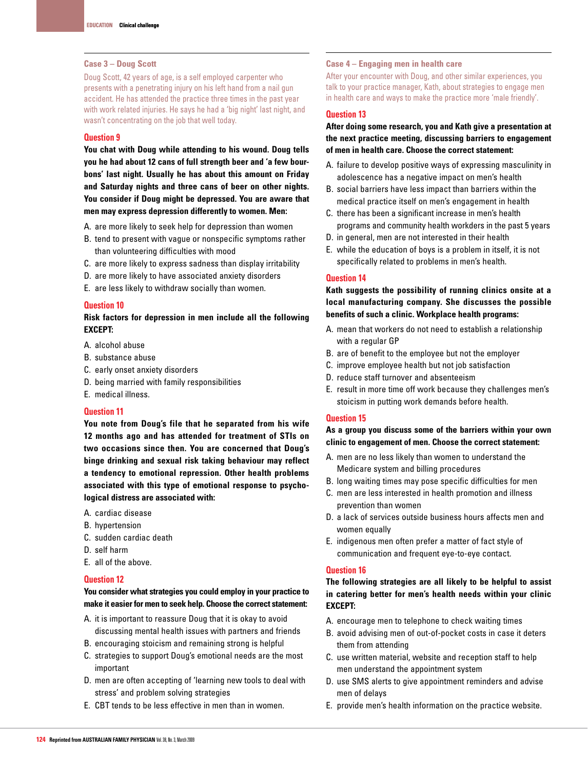## Case 3 – Doug Scott

Doug Scott, 42 years of age, is a self employed carpenter who presents with a penetrating injury on his left hand from a nail gun accident. He has attended the practice three times in the past year with work related injuries. He says he had a 'big night' last night, and wasn't concentrating on the job that well today.

### Question 9

**You chat with Doug while attending to his wound. Doug tells you he had about 12 cans of full strength beer and 'a few bourbons' last night. Usually he has about this amount on Friday and Saturday nights and three cans of beer on other nights. You consider if Doug might be depressed. You are aware that men may express depression differently to women. Men:**

A. are more likely to seek help for depression than women
B. tend to present with vague or nonspecific symptoms rather than volunteering difficulties with mood
C. are more likely to express sadness than display irritability
D. are more likely to have associated anxiety disorders
E. are less likely to withdraw socially than women.

### Question 10

**Risk factors for depression in men include all the following EXCEPT:**

A. alcohol abuse
B. substance abuse
C. early onset anxiety disorders
D. being married with family responsibilities
E. medical illness.

### Question 11

**You note from Doug's file that he separated from his wife 12 months ago and has attended for treatment of STIs on two occasions since then. You are concerned that Doug's binge drinking and sexual risk taking behaviour may reflect a tendency to emotional repression. Other health problems associated with this type of emotional response to psychological distress are associated with:**

A. cardiac disease
B. hypertension
C. sudden cardiac death
D. self harm
E. all of the above.

### Question 12

**You consider what strategies you could employ in your practice to make it easier for men to seek help. Choose the correct statement:**

A. it is important to reassure Doug that it is okay to avoid discussing mental health issues with partners and friends
B. encouraging stoicism and remaining strong is helpful
C. strategies to support Doug's emotional needs are the most important
D. men are often accepting of 'learning new tools to deal with stress' and problem solving strategies
E. CBT tends to be less effective in men than in women.

## Case 4 – Engaging men in health care

After your encounter with Doug, and other similar experiences, you talk to your practice manager, Kath, about strategies to engage men in health care and ways to make the practice more 'male friendly'.

### Question 13

**After doing some research, you and Kath give a presentation at the next practice meeting, discussing barriers to engagement of men in health care. Choose the correct statement:**

A. failure to develop positive ways of expressing masculinity in adolescence has a negative impact on men's health
B. social barriers have less impact than barriers within the medical practice itself on men's engagement in health
C. there has been a significant increase in men's health programs and community health workders in the past 5 years
D. in general, men are not interested in their health
E. while the education of boys is a problem in itself, it is not specifically related to problems in men's health.

### Question 14

**Kath suggests the possibility of running clinics onsite at a local manufacturing company. She discusses the possible benefits of such a clinic. Workplace health programs:**

A. mean that workers do not need to establish a relationship with a regular GP
B. are of benefit to the employee but not the employer
C. improve employee health but not job satisfaction
D. reduce staff turnover and absenteeism
E. result in more time off work because they challenges men's stoicism in putting work demands before health.

### Question 15

**As a group you discuss some of the barriers within your own clinic to engagement of men. Choose the correct statement:**

A. men are no less likely than women to understand the Medicare system and billing procedures
B. long waiting times may pose specific difficulties for men
C. men are less interested in health promotion and illness prevention than women
D. a lack of services outside business hours affects men and women equally
E. indigenous men often prefer a matter of fact style of communication and frequent eye-to-eye contact.

### Question 16

**The following strategies are all likely to be helpful to assist in catering better for men's health needs within your clinic EXCEPT:**

A. encourage men to telephone to check waiting times
B. avoid advising men of out-of-pocket costs in case it deters them from attending
C. use written material, website and reception staff to help men understand the appointment system
D. use SMS alerts to give appointment reminders and advise men of delays
E. provide men's health information on the practice website.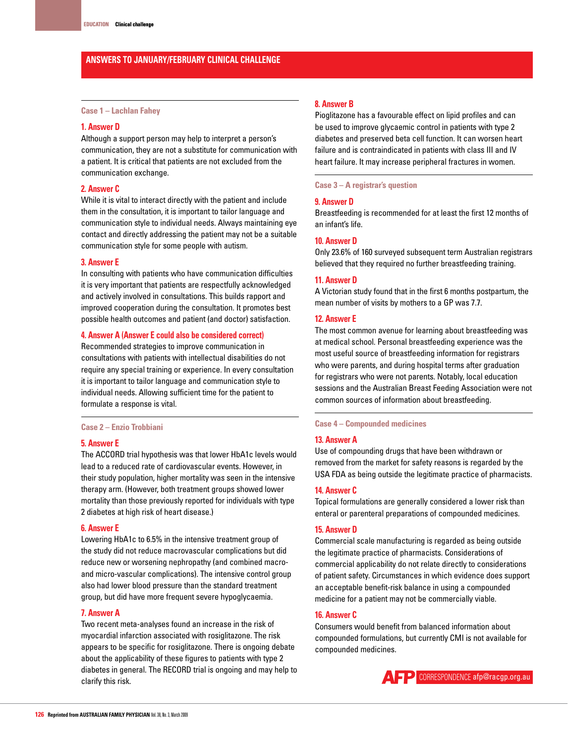## ANSWERS TO JANUARY/FEBRUARY CLINICAL CHALLENGE

### Case 1 – Lachlan Fahey

**1. Answer D**

Although a support person may help to interpret a person's communication, they are not a substitute for communication with a patient. It is critical that patients are not excluded from the communication exchange.

**2. Answer C**

While it is vital to interact directly with the patient and include them in the consultation, it is important to tailor language and communication style to individual needs. Always maintaining eye contact and directly addressing the patient may not be a suitable communication style for some people with autism.

**3. Answer E**

In consulting with patients who have communication difficulties it is very important that patients are respectfully acknowledged and actively involved in consultations. This builds rapport and improved cooperation during the consultation. It promotes best possible health outcomes and patient (and doctor) satisfaction.

**4. Answer A (Answer E could also be considered correct)**

Recommended strategies to improve communication in consultations with patients with intellectual disabilities do not require any special training or experience. In every consultation it is important to tailor language and communication style to individual needs. Allowing sufficient time for the patient to formulate a response is vital.

### Case 2 – Enzio Trobbiani

**5. Answer E**

The ACCORD trial hypothesis was that lower HbA1c levels would lead to a reduced rate of cardiovascular events. However, in their study population, higher mortality was seen in the intensive therapy arm. (However, both treatment groups showed lower mortality than those previously reported for individuals with type 2 diabetes at high risk of heart disease.)

**6. Answer E**

Lowering HbA1c to 6.5% in the intensive treatment group of the study did not reduce macrovascular complications but did reduce new or worsening nephropathy (and combined macro- and micro-vascular complications). The intensive control group also had lower blood pressure than the standard treatment group, but did have more frequent severe hypoglycaemia.

**7. Answer A**

Two recent meta-analyses found an increase in the risk of myocardial infarction associated with rosiglitazone. The risk appears to be specific for rosiglitazone. There is ongoing debate about the applicability of these figures to patients with type 2 diabetes in general. The RECORD trial is ongoing and may help to clarify this risk.

**8. Answer B**

Pioglitazone has a favourable effect on lipid profiles and can be used to improve glycaemic control in patients with type 2 diabetes and preserved beta cell function. It can worsen heart failure and is contraindicated in patients with class III and IV heart failure. It may increase peripheral fractures in women.

### Case 3 – A registrar's question

**9. Answer D**

Breastfeeding is recommended for at least the first 12 months of an infant's life.

**10. Answer D**

Only 23.6% of 160 surveyed subsequent term Australian registrars believed that they required no further breastfeeding training.

**11. Answer D**

A Victorian study found that in the first 6 months postpartum, the mean number of visits by mothers to a GP was 7.7.

**12. Answer E**

The most common avenue for learning about breastfeeding was at medical school. Personal breastfeeding experience was the most useful source of breastfeeding information for registrars who were parents, and during hospital terms after graduation for registrars who were not parents. Notably, local education sessions and the Australian Breast Feeding Association were not common sources of information about breastfeeding.

### Case 4 – Compounded medicines

**13. Answer A**

Use of compounding drugs that have been withdrawn or removed from the market for safety reasons is regarded by the USA FDA as being outside the legitimate practice of pharmacists.

**14. Answer C**

Topical formulations are generally considered a lower risk than enteral or parenteral preparations of compounded medicines.

**15. Answer D**

Commercial scale manufacturing is regarded as being outside the legitimate practice of pharmacists. Considerations of commercial applicability do not relate directly to considerations of patient safety. Circumstances in which evidence does support an acceptable benefit-risk balance in using a compounded medicine for a patient may not be commercially viable.

**16. Answer C**

Consumers would benefit from balanced information about compounded formulations, but currently CMI is not available for compounded medicines.

AFP CORRESPONDENCE afp@racgp.org.au